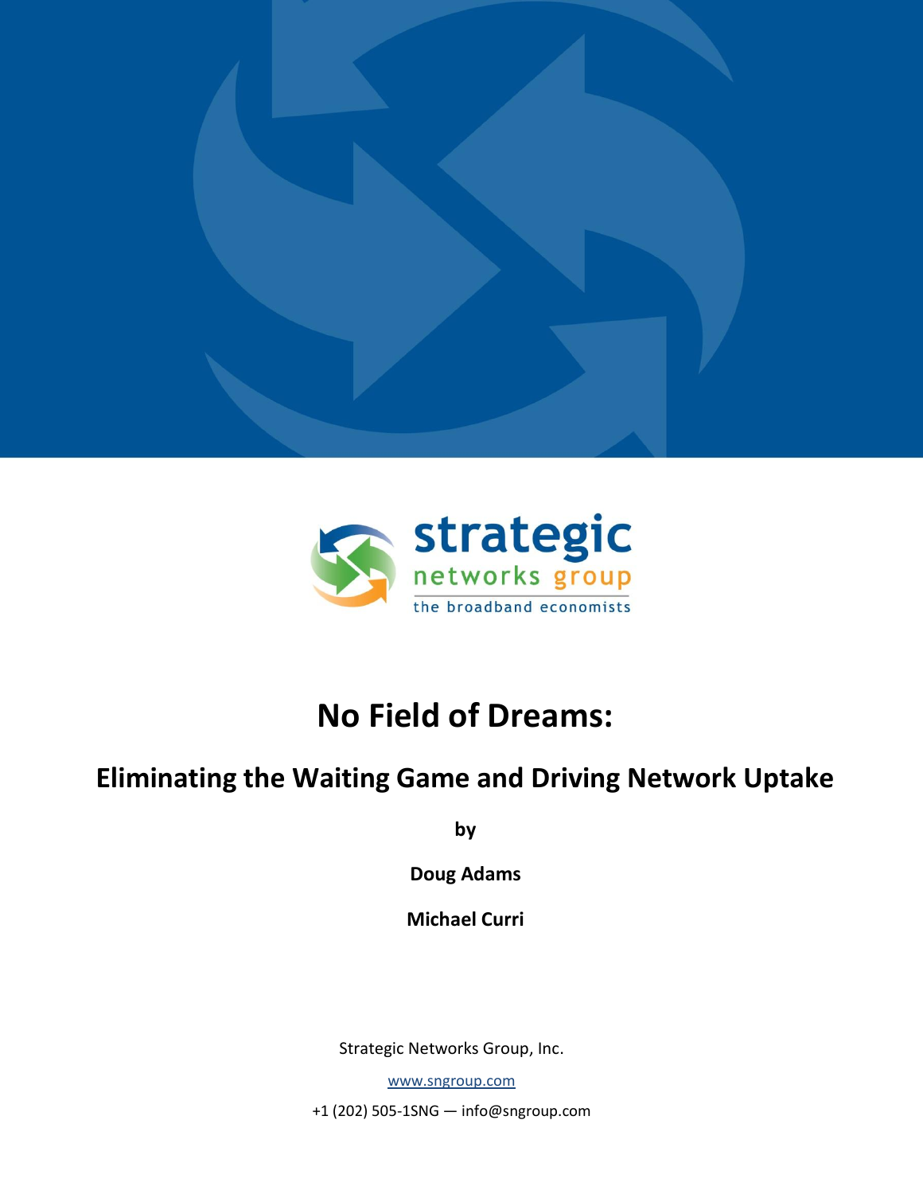strategic networks group

the broadband economists

# No Field of Dreams:

## Eliminating the Waiting Game and Driving Network Uptake

by

**Doug Adams**

**Michael Curri**

Strategic Networks Group, Inc.

www.sngroup.com

+1 (202) 505-1SNG — info@sngroup.com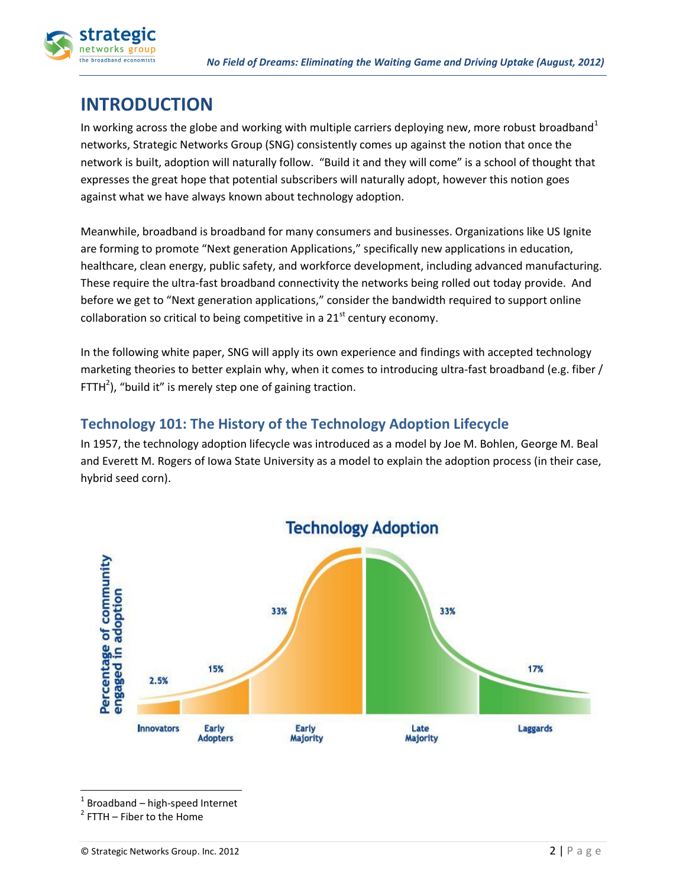# INTRODUCTION

In working across the globe and working with multiple carriers deploying new, more robust broadband[1] networks, Strategic Networks Group (SNG) consistently comes up against the notion that once the network is built, adoption will naturally follow. "Build it and they will come" is a school of thought that expresses the great hope that potential subscribers will naturally adopt, however this notion goes against what we have always known about technology adoption.

Meanwhile, broadband is broadband for many consumers and businesses. Organizations like US Ignite are forming to promote "Next generation Applications," specifically new applications in education, healthcare, clean energy, public safety, and workforce development, including advanced manufacturing. These require the ultra-fast broadband connectivity the networks being rolled out today provide. And before we get to "Next generation applications," consider the bandwidth required to support online collaboration so critical to being competitive in a 21st century economy.

In the following white paper, SNG will apply its own experience and findings with accepted technology marketing theories to better explain why, when it comes to introducing ultra-fast broadband (e.g. fiber / FTTH[2]), "build it" is merely step one of gaining traction.

## Technology 101: The History of the Technology Adoption Lifecycle

In 1957, the technology adoption lifecycle was introduced as a model by Joe M. Bohlen, George M. Beal and Everett M. Rogers of Iowa State University as a model to explain the adoption process (in their case, hybrid seed corn).

Technology Adoption

Percentage of community engaged in adoption

2.5%
15%
33%
33%
17%

Innovators
Early Adopters
Early Majority
Late Majority
Laggards

[1] Broadband – high-speed Internet
[2] FTTH – Fiber to the Home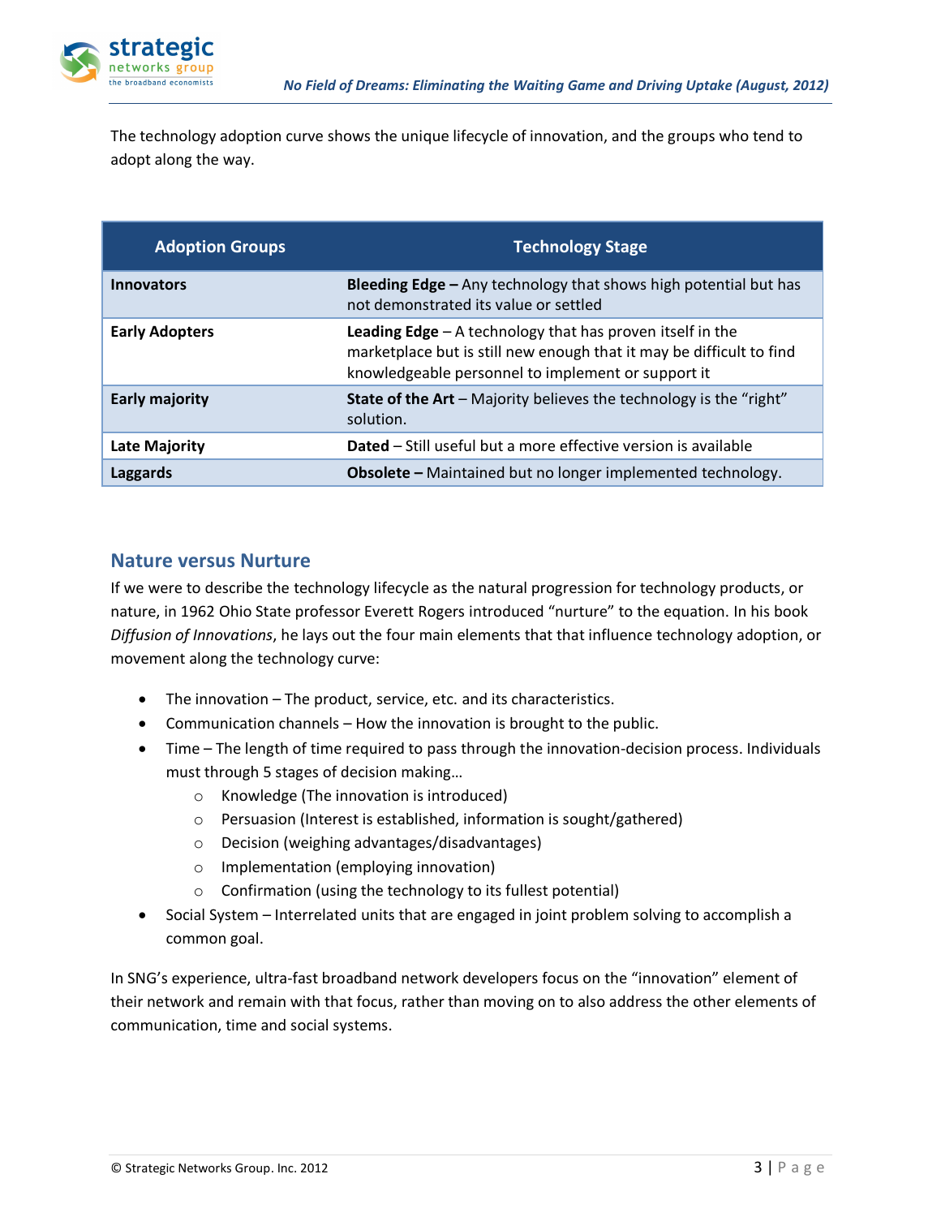The technology adoption curve shows the unique lifecycle of innovation, and the groups who tend to adopt along the way.

| Adoption Groups | Technology Stage |
|---|---|
| **Innovators** | **Bleeding Edge –** Any technology that shows high potential but has not demonstrated its value or settled |
| **Early Adopters** | **Leading Edge** – A technology that has proven itself in the marketplace but is still new enough that it may be difficult to find knowledgeable personnel to implement or support it |
| **Early majority** | **State of the Art** – Majority believes the technology is the "right" solution. |
| **Late Majority** | **Dated** – Still useful but a more effective version is available |
| **Laggards** | **Obsolete –** Maintained but no longer implemented technology. |

## Nature versus Nurture

If we were to describe the technology lifecycle as the natural progression for technology products, or nature, in 1962 Ohio State professor Everett Rogers introduced "nurture" to the equation. In his book *Diffusion of Innovations*, he lays out the four main elements that that influence technology adoption, or movement along the technology curve:

- The innovation – The product, service, etc. and its characteristics.
- Communication channels – How the innovation is brought to the public.
- Time – The length of time required to pass through the innovation-decision process. Individuals must through 5 stages of decision making…
  - Knowledge (The innovation is introduced)
  - Persuasion (Interest is established, information is sought/gathered)
  - Decision (weighing advantages/disadvantages)
  - Implementation (employing innovation)
  - Confirmation (using the technology to its fullest potential)
- Social System – Interrelated units that are engaged in joint problem solving to accomplish a common goal.

In SNG's experience, ultra-fast broadband network developers focus on the "innovation" element of their network and remain with that focus, rather than moving on to also address the other elements of communication, time and social systems.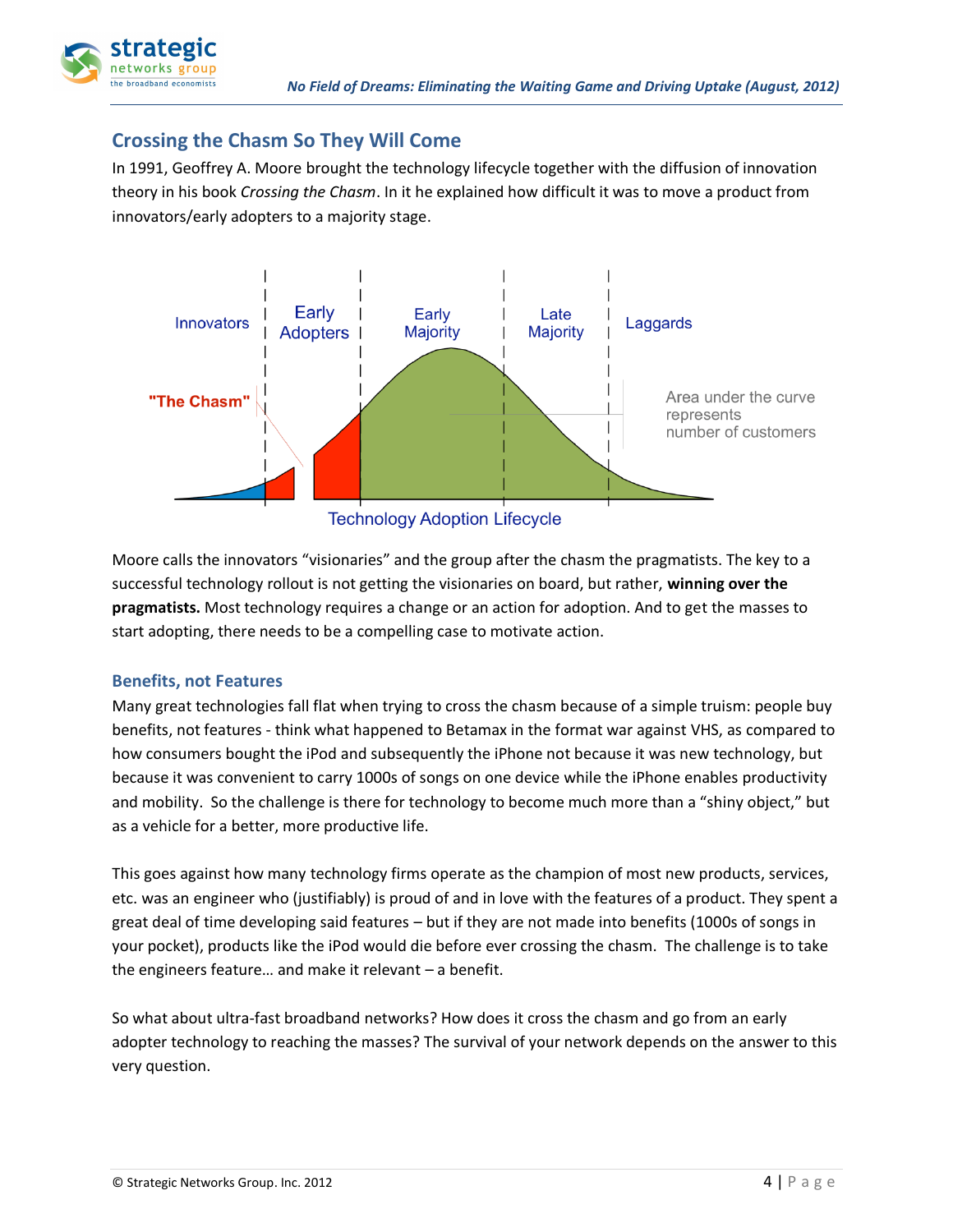## Crossing the Chasm So They Will Come

In 1991, Geoffrey A. Moore brought the technology lifecycle together with the diffusion of innovation theory in his book *Crossing the Chasm*. In it he explained how difficult it was to move a product from innovators/early adopters to a majority stage.

Innovators
Early Adopters
Early Majority
Late Majority
Laggards
"The Chasm"
Area under the curve represents number of customers
Technology Adoption Lifecycle

Moore calls the innovators "visionaries" and the group after the chasm the pragmatists. The key to a successful technology rollout is not getting the visionaries on board, but rather, **winning over the pragmatists.** Most technology requires a change or an action for adoption. And to get the masses to start adopting, there needs to be a compelling case to motivate action.

### Benefits, not Features

Many great technologies fall flat when trying to cross the chasm because of a simple truism: people buy benefits, not features - think what happened to Betamax in the format war against VHS, as compared to how consumers bought the iPod and subsequently the iPhone not because it was new technology, but because it was convenient to carry 1000s of songs on one device while the iPhone enables productivity and mobility. So the challenge is there for technology to become much more than a "shiny object," but as a vehicle for a better, more productive life.

This goes against how many technology firms operate as the champion of most new products, services, etc. was an engineer who (justifiably) is proud of and in love with the features of a product. They spent a great deal of time developing said features – but if they are not made into benefits (1000s of songs in your pocket), products like the iPod would die before ever crossing the chasm. The challenge is to take the engineers feature… and make it relevant – a benefit.

So what about ultra-fast broadband networks? How does it cross the chasm and go from an early adopter technology to reaching the masses? The survival of your network depends on the answer to this very question.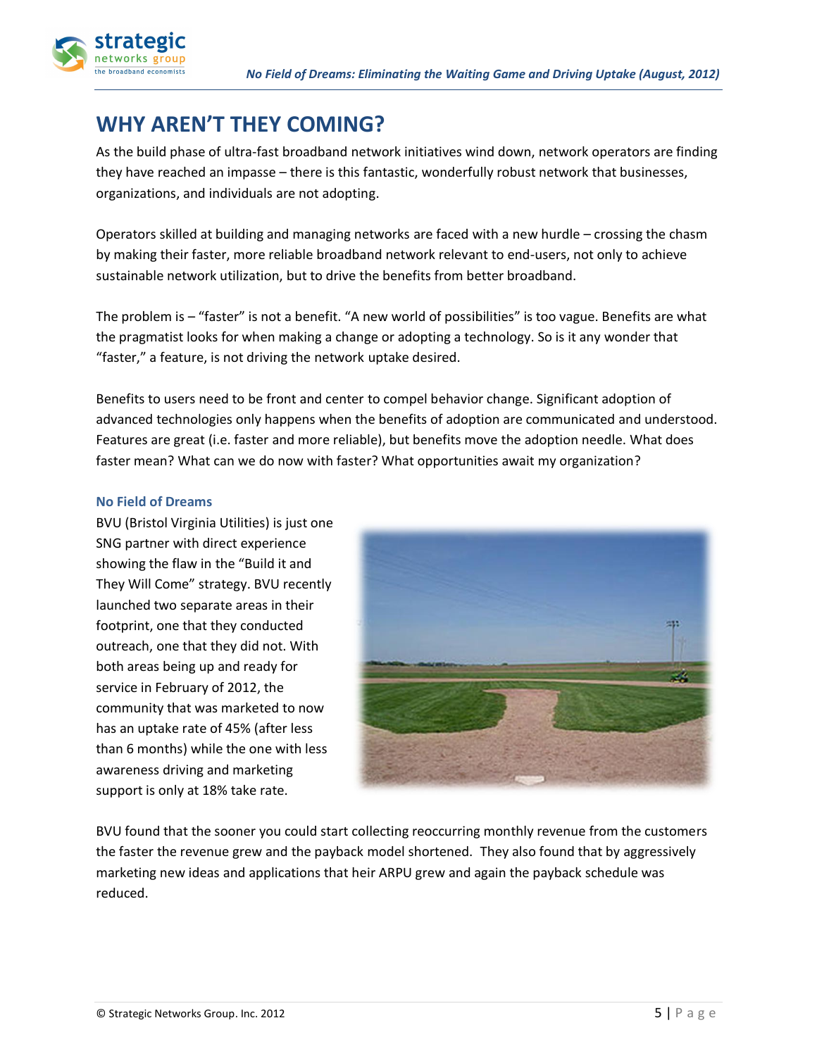# WHY AREN'T THEY COMING?

As the build phase of ultra-fast broadband network initiatives wind down, network operators are finding they have reached an impasse – there is this fantastic, wonderfully robust network that businesses, organizations, and individuals are not adopting.

Operators skilled at building and managing networks are faced with a new hurdle – crossing the chasm by making their faster, more reliable broadband network relevant to end-users, not only to achieve sustainable network utilization, but to drive the benefits from better broadband.

The problem is – "faster" is not a benefit. "A new world of possibilities" is too vague. Benefits are what the pragmatist looks for when making a change or adopting a technology. So is it any wonder that "faster," a feature, is not driving the network uptake desired.

Benefits to users need to be front and center to compel behavior change. Significant adoption of advanced technologies only happens when the benefits of adoption are communicated and understood. Features are great (i.e. faster and more reliable), but benefits move the adoption needle. What does faster mean? What can we do now with faster? What opportunities await my organization?

### No Field of Dreams

BVU (Bristol Virginia Utilities) is just one SNG partner with direct experience showing the flaw in the "Build it and They Will Come" strategy. BVU recently launched two separate areas in their footprint, one that they conducted outreach, one that they did not. With both areas being up and ready for service in February of 2012, the community that was marketed to now has an uptake rate of 45% (after less than 6 months) while the one with less awareness driving and marketing support is only at 18% take rate.

BVU found that the sooner you could start collecting reoccurring monthly revenue from the customers the faster the revenue grew and the payback model shortened. They also found that by aggressively marketing new ideas and applications that heir ARPU grew and again the payback schedule was reduced.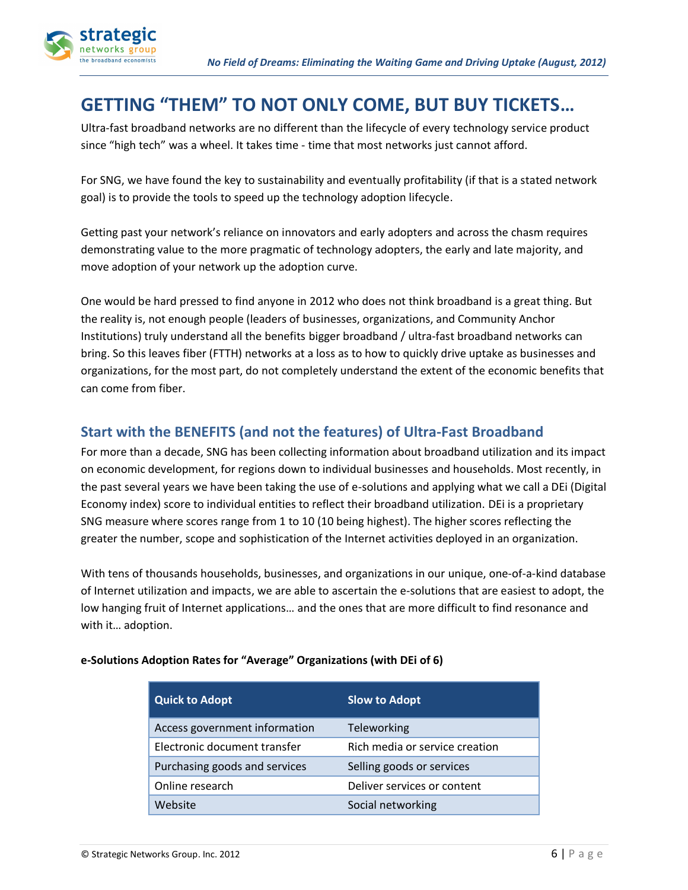# GETTING “THEM” TO NOT ONLY COME, BUT BUY TICKETS…

Ultra-fast broadband networks are no different than the lifecycle of every technology service product since “high tech” was a wheel. It takes time - time that most networks just cannot afford.

For SNG, we have found the key to sustainability and eventually profitability (if that is a stated network goal) is to provide the tools to speed up the technology adoption lifecycle.

Getting past your network’s reliance on innovators and early adopters and across the chasm requires demonstrating value to the more pragmatic of technology adopters, the early and late majority, and move adoption of your network up the adoption curve.

One would be hard pressed to find anyone in 2012 who does not think broadband is a great thing. But the reality is, not enough people (leaders of businesses, organizations, and Community Anchor Institutions) truly understand all the benefits bigger broadband / ultra-fast broadband networks can bring. So this leaves fiber (FTTH) networks at a loss as to how to quickly drive uptake as businesses and organizations, for the most part, do not completely understand the extent of the economic benefits that can come from fiber.

## Start with the BENEFITS (and not the features) of Ultra-Fast Broadband

For more than a decade, SNG has been collecting information about broadband utilization and its impact on economic development, for regions down to individual businesses and households. Most recently, in the past several years we have been taking the use of e-solutions and applying what we call a DEi (Digital Economy index) score to individual entities to reflect their broadband utilization. DEi is a proprietary SNG measure where scores range from 1 to 10 (10 being highest). The higher scores reflecting the greater the number, scope and sophistication of the Internet activities deployed in an organization.

With tens of thousands households, businesses, and organizations in our unique, one-of-a-kind database of Internet utilization and impacts, we are able to ascertain the e-solutions that are easiest to adopt, the low hanging fruit of Internet applications… and the ones that are more difficult to find resonance and with it… adoption.

**e-Solutions Adoption Rates for “Average” Organizations (with DEi of 6)**

| Quick to Adopt | Slow to Adopt |
|---|---|
| Access government information | Teleworking |
| Electronic document transfer | Rich media or service creation |
| Purchasing goods and services | Selling goods or services |
| Online research | Deliver services or content |
| Website | Social networking |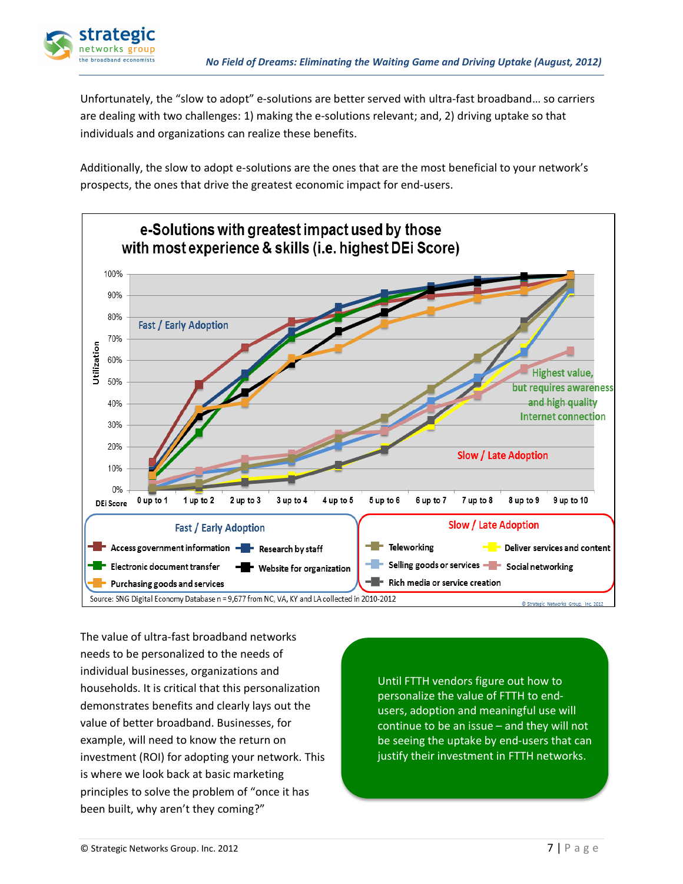Unfortunately, the "slow to adopt" e-solutions are better served with ultra-fast broadband… so carriers are dealing with two challenges: 1) making the e-solutions relevant; and, 2) driving uptake so that individuals and organizations can realize these benefits.

Additionally, the slow to adopt e-solutions are the ones that are the most beneficial to your network's prospects, the ones that drive the greatest economic impact for end-users.

e-Solutions with greatest impact used by those with most experience & skills (i.e. highest DEi Score)

Utilization

100%
90%
80%
70%
60%
50%
40%
30%
20%
10%
0%

DEi Score
0 up to 1
1 up to 2
2 up to 3
3 up to 4
4 up to 5
5 up to 6
6 up to 7
7 up to 8
8 up to 9
9 up to 10

Fast / Early Adoption

Highest value, but requires awareness and high quality Internet connection

Slow / Late Adoption

Fast / Early Adoption
Access government information
Research by staff
Electronic document transfer
Website for organization
Purchasing goods and services

Slow / Late Adoption
Teleworking
Deliver services and content
Selling goods or services
Social networking
Rich media or service creation

Source: SNG Digital Economy Database n = 9,677 from NC, VA, KY and LA collected in 2010-2012

© Strategic Networks Group, Inc. 2012

The value of ultra-fast broadband networks needs to be personalized to the needs of individual businesses, organizations and households. It is critical that this personalization demonstrates benefits and clearly lays out the value of better broadband. Businesses, for example, will need to know the return on investment (ROI) for adopting your network. This is where we look back at basic marketing principles to solve the problem of "once it has been built, why aren't they coming?"

> Until FTTH vendors figure out how to personalize the value of FTTH to end-users, adoption and meaningful use will continue to be an issue – and they will not be seeing the uptake by end-users that can justify their investment in FTTH networks.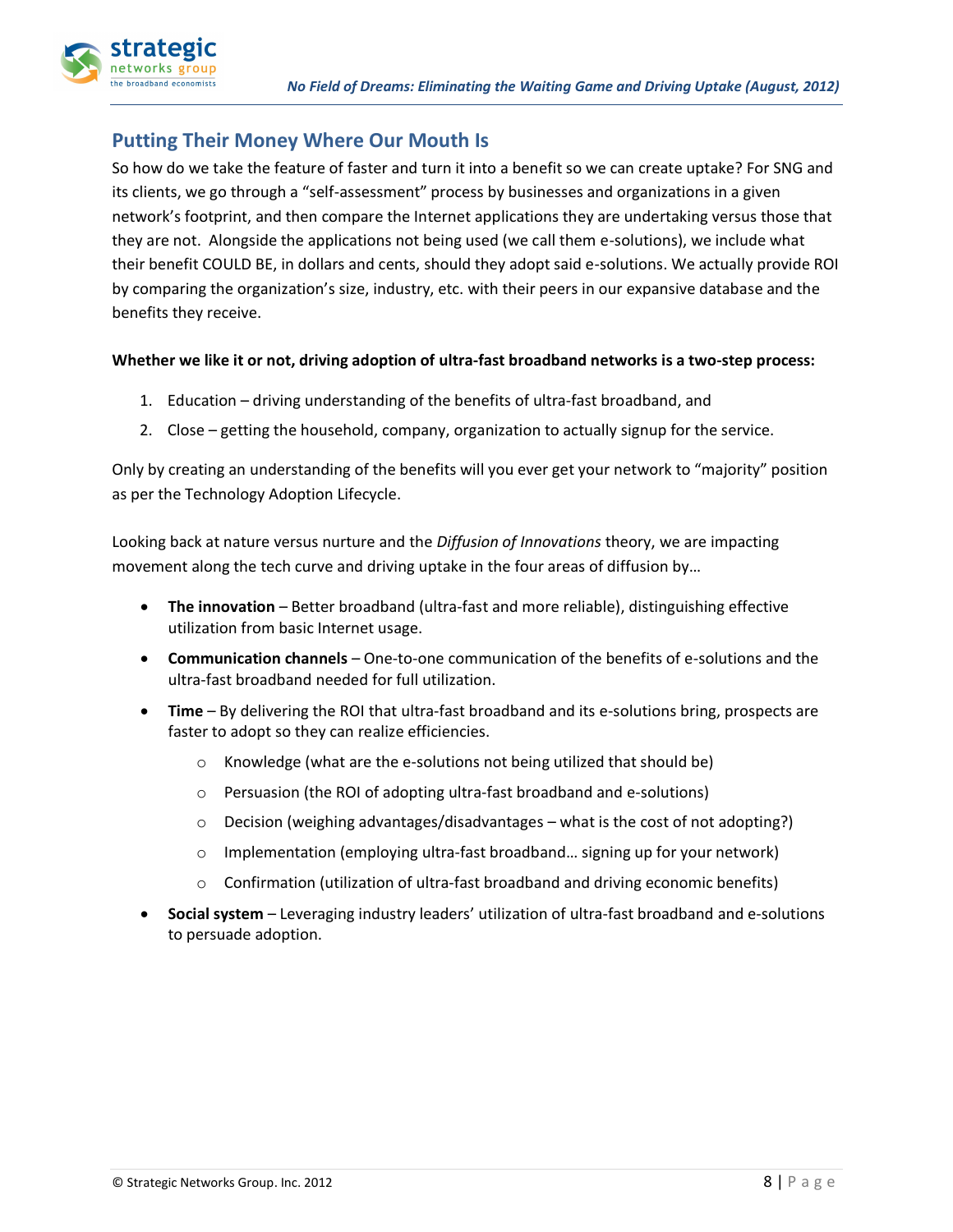## Putting Their Money Where Our Mouth Is

So how do we take the feature of faster and turn it into a benefit so we can create uptake? For SNG and its clients, we go through a "self-assessment" process by businesses and organizations in a given network's footprint, and then compare the Internet applications they are undertaking versus those that they are not. Alongside the applications not being used (we call them e-solutions), we include what their benefit COULD BE, in dollars and cents, should they adopt said e-solutions. We actually provide ROI by comparing the organization's size, industry, etc. with their peers in our expansive database and the benefits they receive.

**Whether we like it or not, driving adoption of ultra-fast broadband networks is a two-step process:**

1. Education – driving understanding of the benefits of ultra-fast broadband, and
2. Close – getting the household, company, organization to actually signup for the service.

Only by creating an understanding of the benefits will you ever get your network to "majority" position as per the Technology Adoption Lifecycle.

Looking back at nature versus nurture and the *Diffusion of Innovations* theory, we are impacting movement along the tech curve and driving uptake in the four areas of diffusion by…

- **The innovation** – Better broadband (ultra-fast and more reliable), distinguishing effective utilization from basic Internet usage.
- **Communication channels** – One-to-one communication of the benefits of e-solutions and the ultra-fast broadband needed for full utilization.
- **Time** – By delivering the ROI that ultra-fast broadband and its e-solutions bring, prospects are faster to adopt so they can realize efficiencies.
  - Knowledge (what are the e-solutions not being utilized that should be)
  - Persuasion (the ROI of adopting ultra-fast broadband and e-solutions)
  - Decision (weighing advantages/disadvantages – what is the cost of not adopting?)
  - Implementation (employing ultra-fast broadband… signing up for your network)
  - Confirmation (utilization of ultra-fast broadband and driving economic benefits)
- **Social system** – Leveraging industry leaders' utilization of ultra-fast broadband and e-solutions to persuade adoption.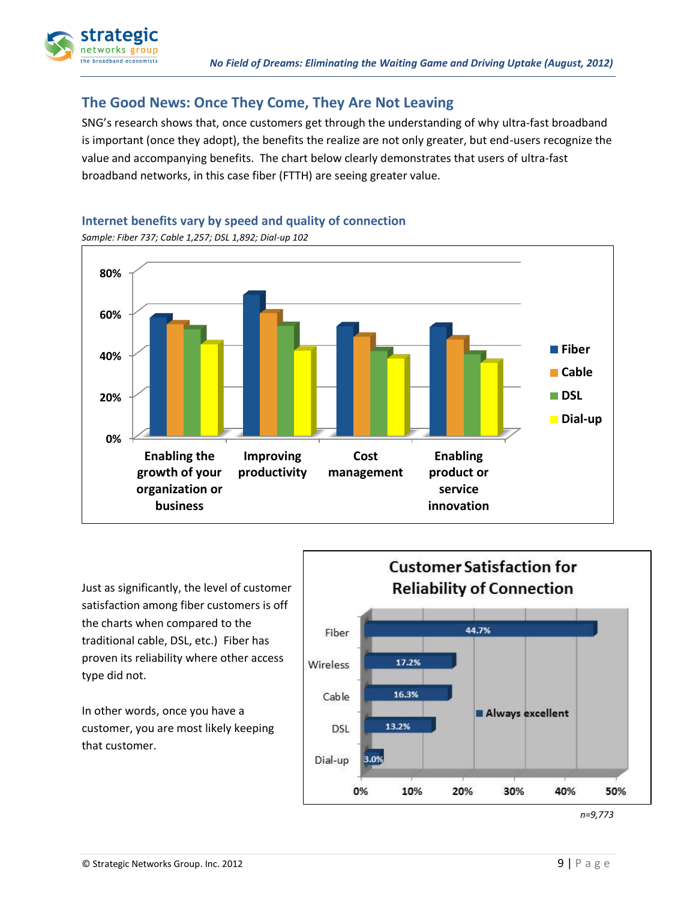## The Good News: Once They Come, They Are Not Leaving

SNG's research shows that, once customers get through the understanding of why ultra-fast broadband is important (once they adopt), the benefits the realize are not only greater, but end-users recognize the value and accompanying benefits. The chart below clearly demonstrates that users of ultra-fast broadband networks, in this case fiber (FTTH) are seeing greater value.

### Internet benefits vary by speed and quality of connection

*Sample: Fiber 737; Cable 1,257; DSL 1,892; Dial-up 102*

80%
60%
40%
20%
0%

Enabling the growth of your organization or business
Improving productivity
Cost management
Enabling product or service innovation

Fiber
Cable
DSL
Dial-up

Just as significantly, the level of customer satisfaction among fiber customers is off the charts when compared to the traditional cable, DSL, etc.) Fiber has proven its reliability where other access type did not.

In other words, once you have a customer, you are most likely keeping that customer.

Customer Satisfaction for Reliability of Connection

Fiber 44.7%
Wireless 17.2%
Cable 16.3%
DSL 13.2%
Dial-up 3.0%

Always excellent

0% 10% 20% 30% 40% 50%

*n=9,773*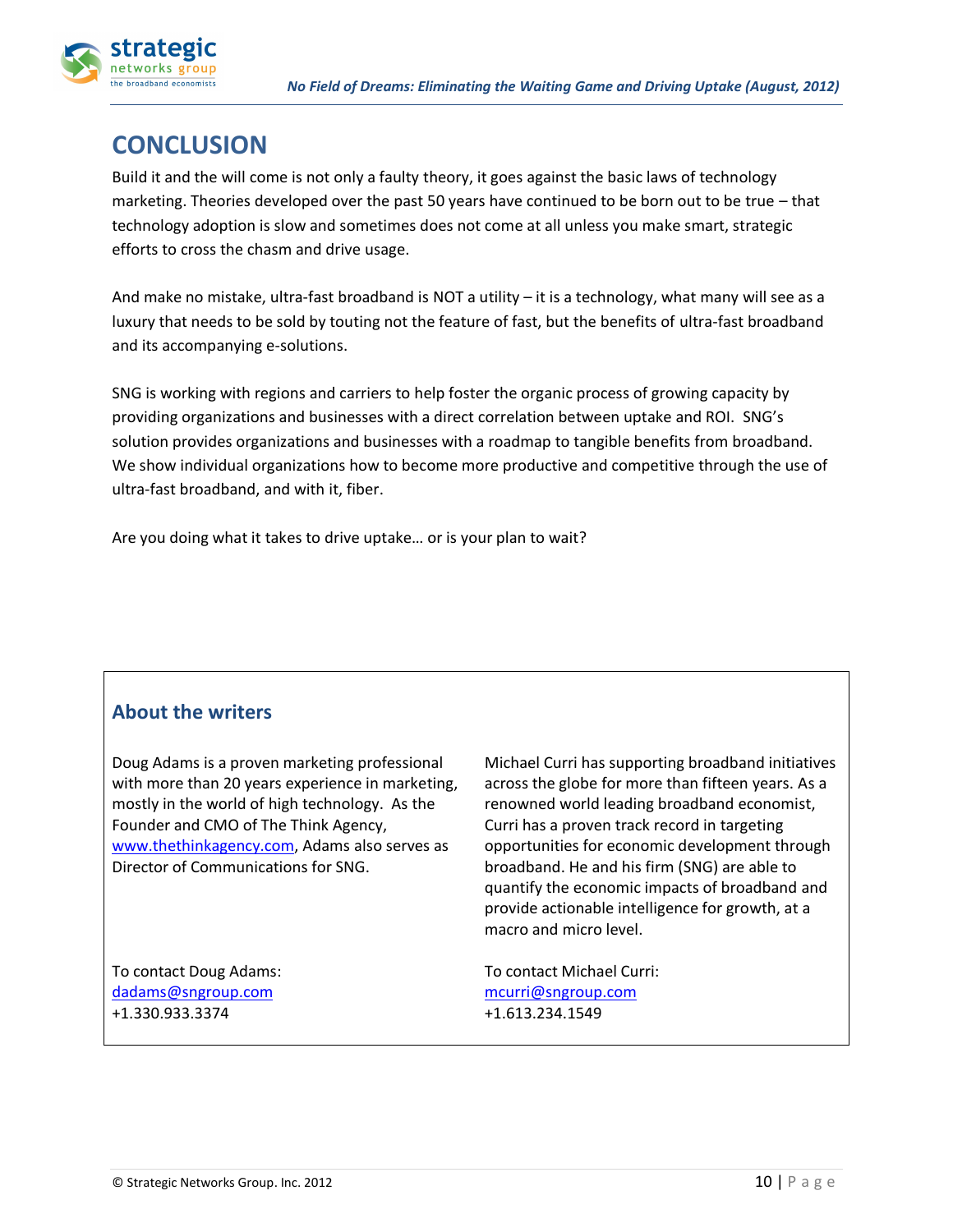# CONCLUSION

Build it and the will come is not only a faulty theory, it goes against the basic laws of technology marketing. Theories developed over the past 50 years have continued to be born out to be true – that technology adoption is slow and sometimes does not come at all unless you make smart, strategic efforts to cross the chasm and drive usage.

And make no mistake, ultra-fast broadband is NOT a utility – it is a technology, what many will see as a luxury that needs to be sold by touting not the feature of fast, but the benefits of ultra-fast broadband and its accompanying e-solutions.

SNG is working with regions and carriers to help foster the organic process of growing capacity by providing organizations and businesses with a direct correlation between uptake and ROI. SNG's solution provides organizations and businesses with a roadmap to tangible benefits from broadband. We show individual organizations how to become more productive and competitive through the use of ultra-fast broadband, and with it, fiber.

Are you doing what it takes to drive uptake… or is your plan to wait?

## About the writers

Doug Adams is a proven marketing professional with more than 20 years experience in marketing, mostly in the world of high technology. As the Founder and CMO of The Think Agency, www.thethinkagency.com, Adams also serves as Director of Communications for SNG.

To contact Doug Adams:
dadams@sngroup.com
+1.330.933.3374

Michael Curri has supporting broadband initiatives across the globe for more than fifteen years. As a renowned world leading broadband economist, Curri has a proven track record in targeting opportunities for economic development through broadband. He and his firm (SNG) are able to quantify the economic impacts of broadband and provide actionable intelligence for growth, at a macro and micro level.

To contact Michael Curri:
mcurri@sngroup.com
+1.613.234.1549

© Strategic Networks Group. Inc. 2012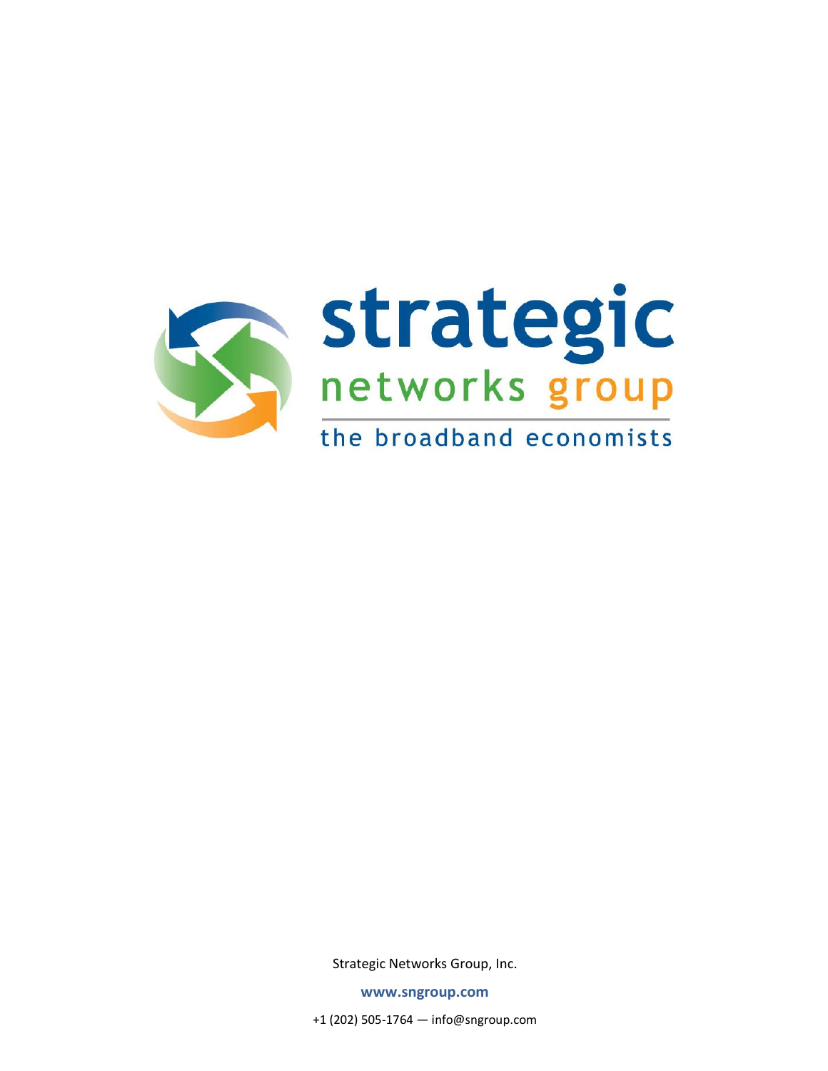strategic

networks group

the broadband economists

Strategic Networks Group, Inc.

**www.sngroup.com**

+1 (202) 505-1764 — info@sngroup.com